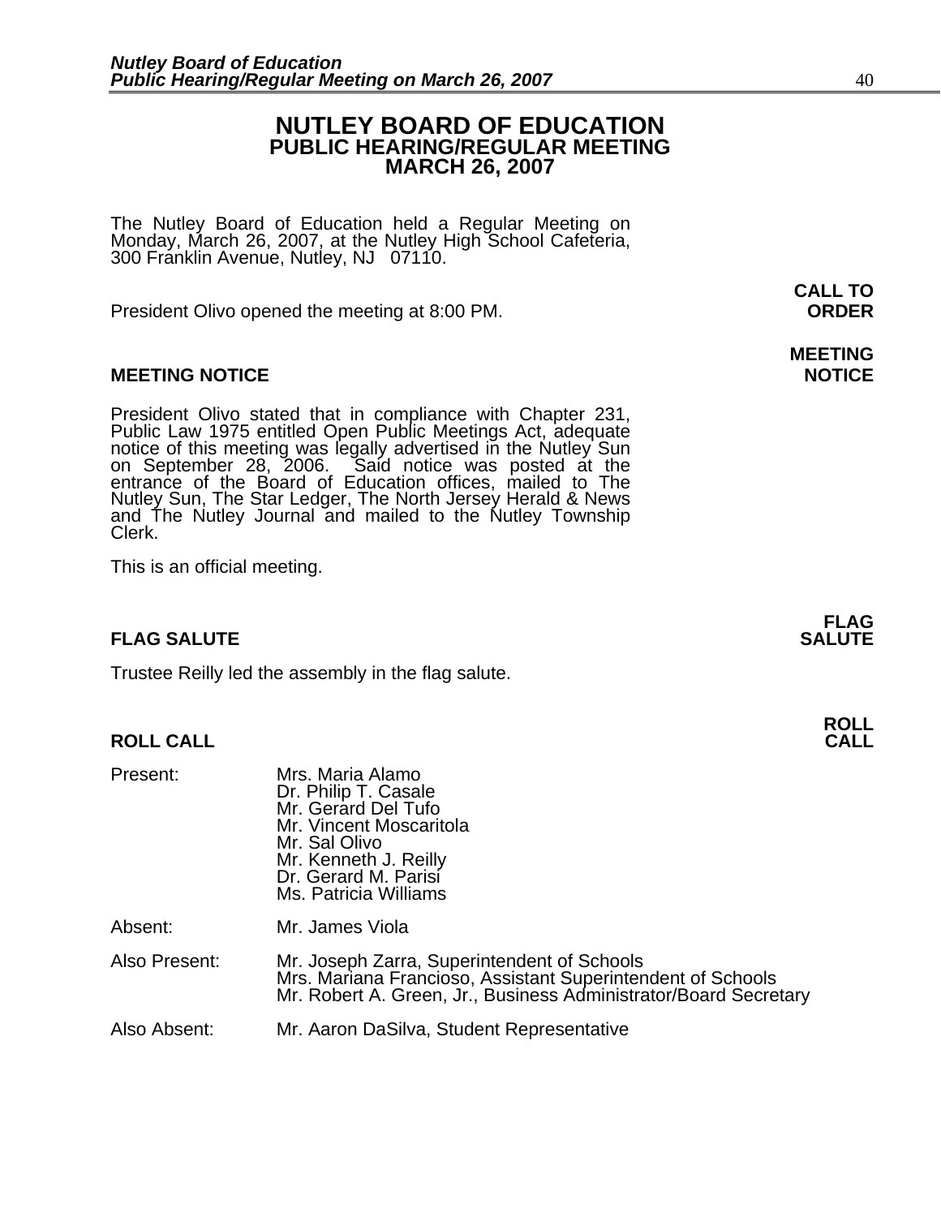# NUTLEY BOARD OF EDUCATION
## PUBLIC HEARING/REGULAR MEETING
## MARCH 26, 2007

The Nutley Board of Education held a Regular Meeting on Monday, March 26, 2007, at the Nutley High School Cafeteria, 300 Franklin Avenue, Nutley, NJ 07110.

**CALL TO ORDER**

President Olivo opened the meeting at 8:00 PM.

**MEETING NOTICE**

President Olivo stated that in compliance with Chapter 231, Public Law 1975 entitled Open Public Meetings Act, adequate notice of this meeting was legally advertised in the Nutley Sun on September 28, 2006. Said notice was posted at the entrance of the Board of Education offices, mailed to The Nutley Sun, The Star Ledger, The North Jersey Herald & News and The Nutley Journal and mailed to the Nutley Township Clerk.

This is an official meeting.

**FLAG SALUTE**

Trustee Reilly led the assembly in the flag salute.

**ROLL CALL**

Present: Mrs. Maria Alamo
Dr. Philip T. Casale
Mr. Gerard Del Tufo
Mr. Vincent Moscaritola
Mr. Sal Olivo
Mr. Kenneth J. Reilly
Dr. Gerard M. Parisi
Ms. Patricia Williams

Absent: Mr. James Viola

Also Present: Mr. Joseph Zarra, Superintendent of Schools
Mrs. Mariana Francioso, Assistant Superintendent of Schools
Mr. Robert A. Green, Jr., Business Administrator/Board Secretary

Also Absent: Mr. Aaron DaSilva, Student Representative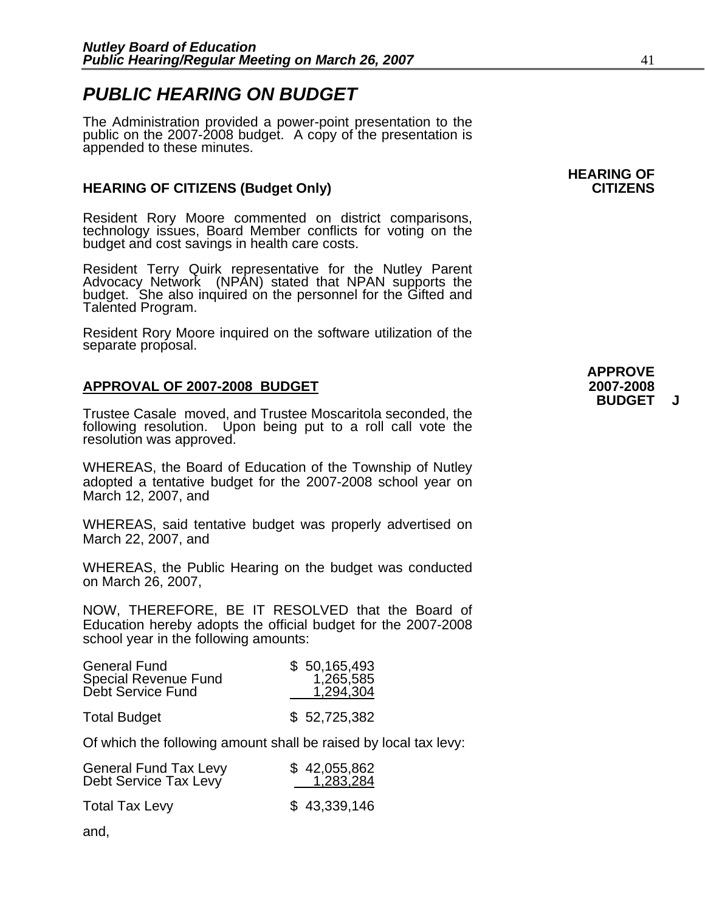# *PUBLIC HEARING ON BUDGET*

The Administration provided a power-point presentation to the public on the 2007-2008 budget. A copy of the presentation is appended to these minutes.

**HEARING OF CITIZENS**

**HEARING OF CITIZENS (Budget Only)**

Resident Rory Moore commented on district comparisons, technology issues, Board Member conflicts for voting on the budget and cost savings in health care costs.

Resident Terry Quirk representative for the Nutley Parent Advocacy Network (NPAN) stated that NPAN supports the budget. She also inquired on the personnel for the Gifted and Talented Program.

Resident Rory Moore inquired on the software utilization of the separate proposal.

**APPROVE 2007-2008 BUDGET J**

**APPROVAL OF 2007-2008 BUDGET**

Trustee Casale moved, and Trustee Moscaritola seconded, the following resolution. Upon being put to a roll call vote the resolution was approved.

WHEREAS, the Board of Education of the Township of Nutley adopted a tentative budget for the 2007-2008 school year on March 12, 2007, and

WHEREAS, said tentative budget was properly advertised on March 22, 2007, and

WHEREAS, the Public Hearing on the budget was conducted on March 26, 2007,

NOW, THEREFORE, BE IT RESOLVED that the Board of Education hereby adopts the official budget for the 2007-2008 school year in the following amounts:

| | |
|---|---|
| General Fund | $ 50,165,493 |
| Special Revenue Fund | 1,265,585 |
| Debt Service Fund | 1,294,304 |
| Total Budget | $ 52,725,382 |

Of which the following amount shall be raised by local tax levy:

| | |
|---|---|
| General Fund Tax Levy | $ 42,055,862 |
| Debt Service Tax Levy | 1,283,284 |
| Total Tax Levy | $ 43,339,146 |

and,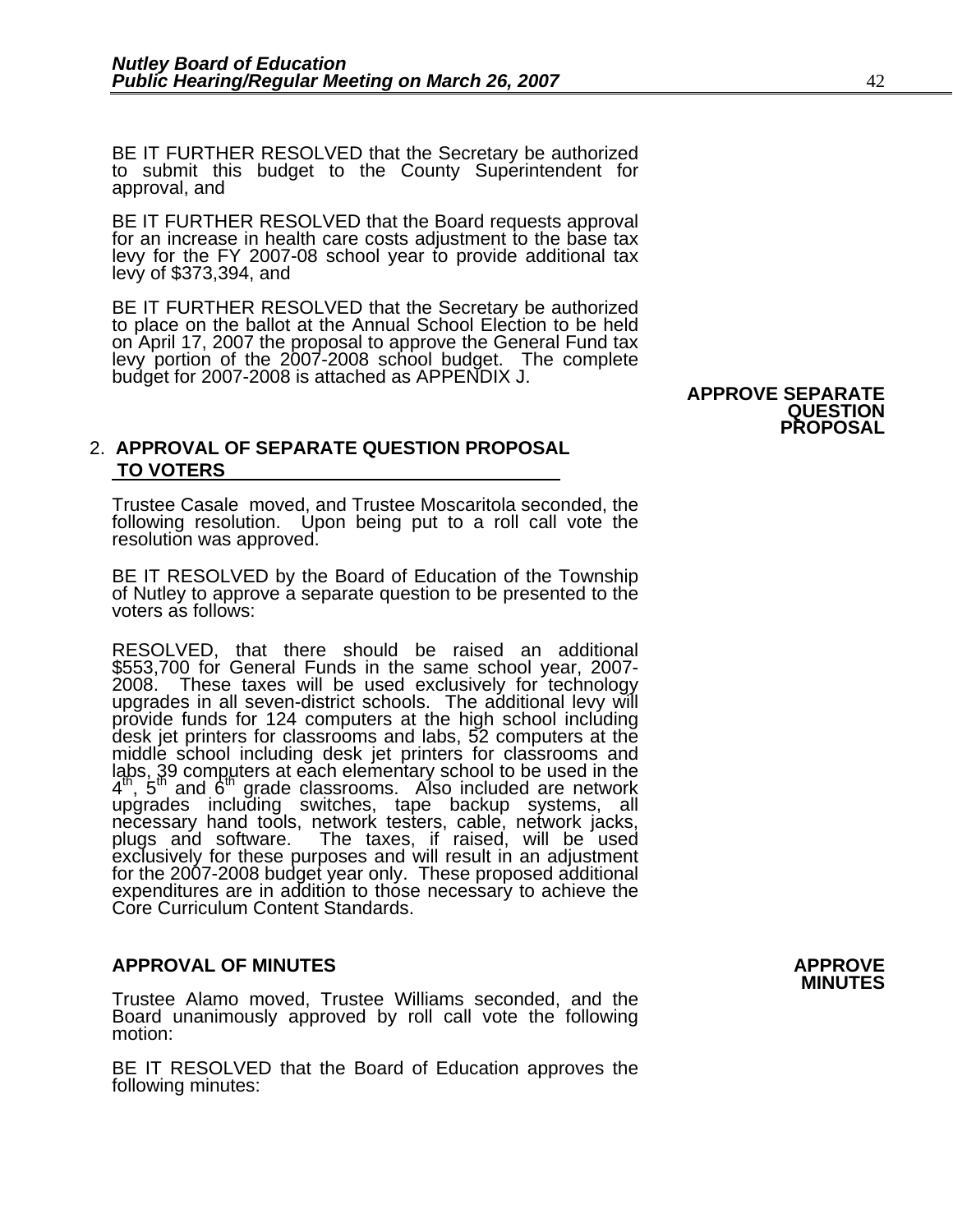BE IT FURTHER RESOLVED that the Secretary be authorized to submit this budget to the County Superintendent for approval, and

BE IT FURTHER RESOLVED that the Board requests approval for an increase in health care costs adjustment to the base tax levy for the FY 2007-08 school year to provide additional tax levy of $373,394, and

BE IT FURTHER RESOLVED that the Secretary be authorized to place on the ballot at the Annual School Election to be held on April 17, 2007 the proposal to approve the General Fund tax levy portion of the 2007-2008 school budget. The complete budget for 2007-2008 is attached as APPENDIX J.

**APPROVE SEPARATE QUESTION PROPOSAL**

2. **APPROVAL OF SEPARATE QUESTION PROPOSAL TO VOTERS**

Trustee Casale moved, and Trustee Moscaritola seconded, the following resolution. Upon being put to a roll call vote the resolution was approved.

BE IT RESOLVED by the Board of Education of the Township of Nutley to approve a separate question to be presented to the voters as follows:

RESOLVED, that there should be raised an additional $553,700 for General Funds in the same school year, 2007-2008. These taxes will be used exclusively for technology upgrades in all seven-district schools. The additional levy will provide funds for 124 computers at the high school including desk jet printers for classrooms and labs, 52 computers at the middle school including desk jet printers for classrooms and labs, 39 computers at each elementary school to be used in the 4th, 5th and 6th grade classrooms. Also included are network upgrades including switches, tape backup systems, all necessary hand tools, network testers, cable, network jacks, plugs and software. The taxes, if raised, will be used exclusively for these purposes and will result in an adjustment for the 2007-2008 budget year only. These proposed additional expenditures are in addition to those necessary to achieve the Core Curriculum Content Standards.

**APPROVAL OF MINUTES** **APPROVE MINUTES**

Trustee Alamo moved, Trustee Williams seconded, and the Board unanimously approved by roll call vote the following motion:

BE IT RESOLVED that the Board of Education approves the following minutes: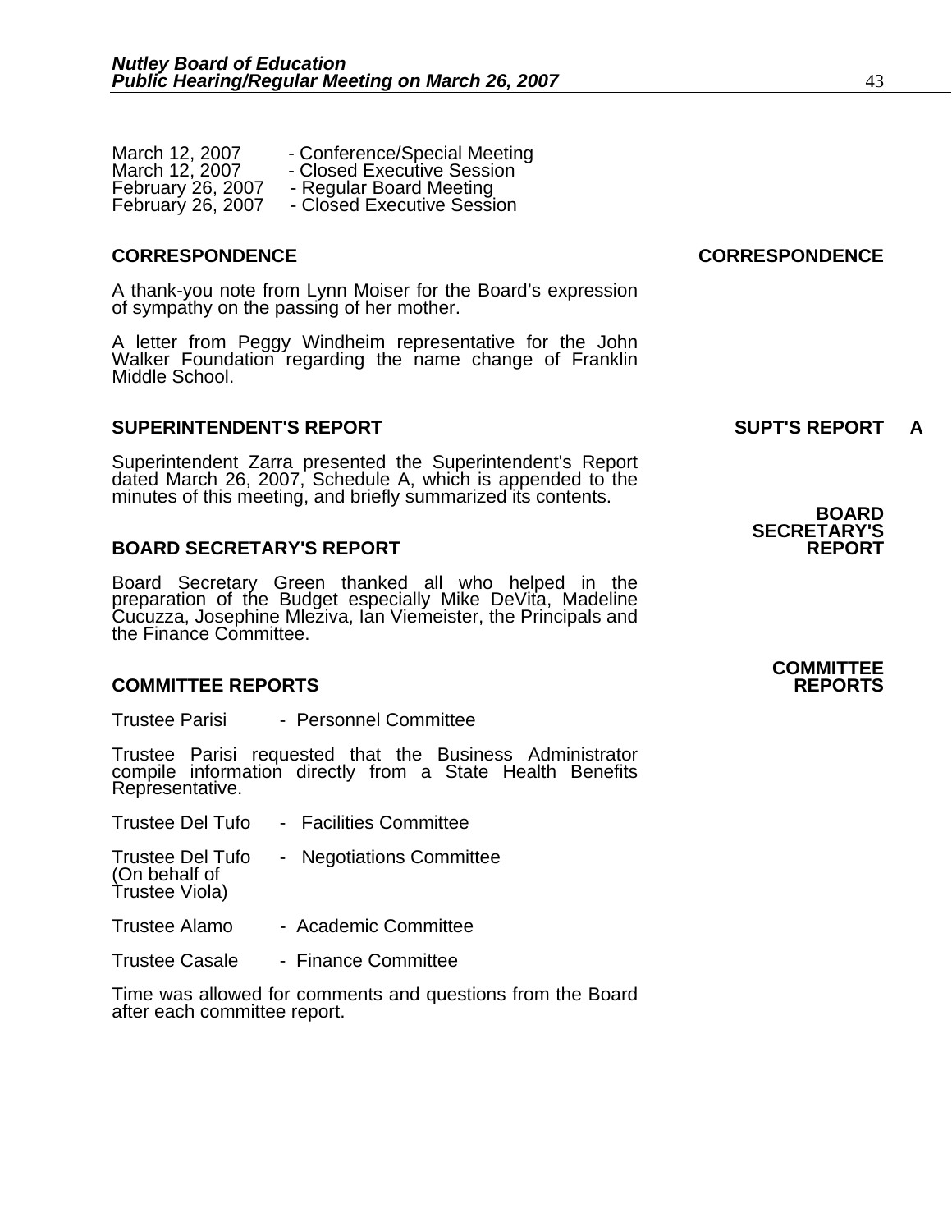March 12, 2007 - Conference/Special Meeting
March 12, 2007 - Closed Executive Session
February 26, 2007 - Regular Board Meeting
February 26, 2007 - Closed Executive Session

**CORRESPONDENCE** **CORRESPONDENCE**

A thank-you note from Lynn Moiser for the Board's expression of sympathy on the passing of her mother.

A letter from Peggy Windheim representative for the John Walker Foundation regarding the name change of Franklin Middle School.

**SUPERINTENDENT'S REPORT** **SUPT'S REPORT A**

Superintendent Zarra presented the Superintendent's Report dated March 26, 2007, Schedule A, which is appended to the minutes of this meeting, and briefly summarized its contents.

**BOARD SECRETARY'S REPORT** **BOARD SECRETARY'S REPORT**

Board Secretary Green thanked all who helped in the preparation of the Budget especially Mike DeVita, Madeline Cucuzza, Josephine Mleziva, Ian Viemeister, the Principals and the Finance Committee.

**COMMITTEE REPORTS** **COMMITTEE REPORTS**

Trustee Parisi - Personnel Committee

Trustee Parisi requested that the Business Administrator compile information directly from a State Health Benefits Representative.

Trustee Del Tufo - Facilities Committee

Trustee Del Tufo (On behalf of Trustee Viola) - Negotiations Committee

Trustee Alamo - Academic Committee

Trustee Casale - Finance Committee

Time was allowed for comments and questions from the Board after each committee report.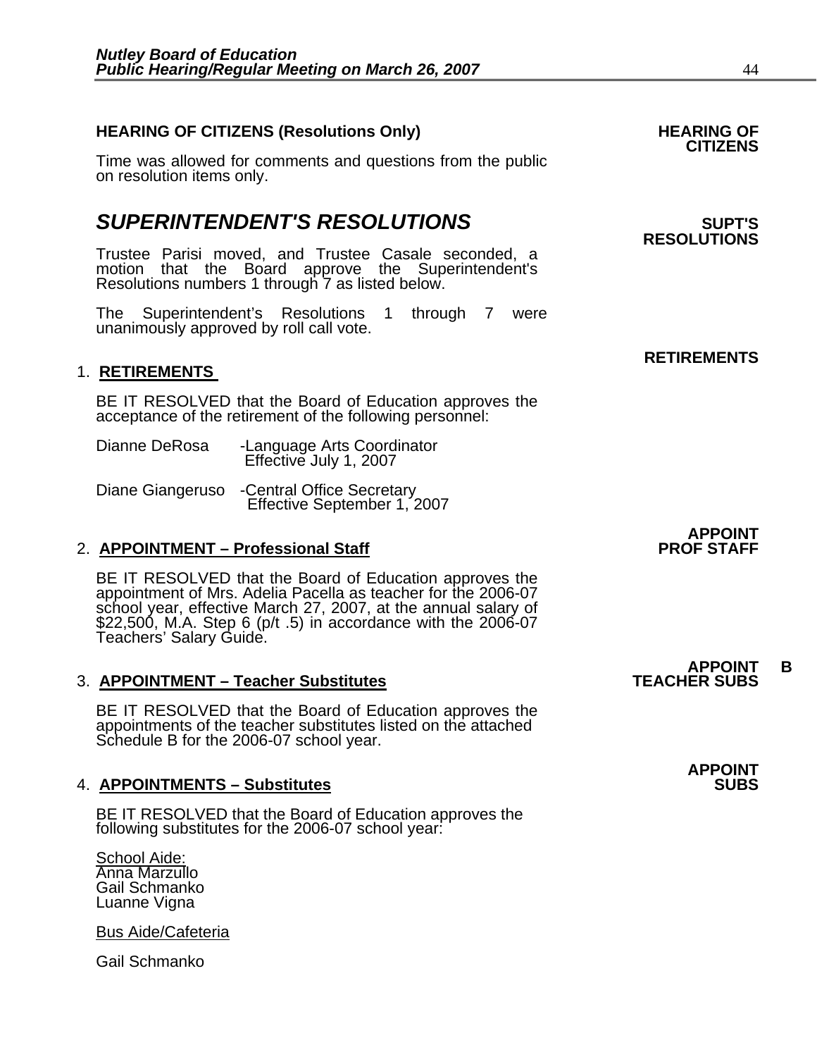## HEARING OF CITIZENS (Resolutions Only)

**HEARING OF CITIZENS**

Time was allowed for comments and questions from the public on resolution items only.

# *SUPERINTENDENT'S RESOLUTIONS*

**SUPT'S RESOLUTIONS**

Trustee Parisi moved, and Trustee Casale seconded, a motion that the Board approve the Superintendent's Resolutions numbers 1 through 7 as listed below.

The Superintendent's Resolutions 1 through 7 were unanimously approved by roll call vote.

**RETIREMENTS**

1. **RETIREMENTS**

BE IT RESOLVED that the Board of Education approves the acceptance of the retirement of the following personnel:

Dianne DeRosa -Language Arts Coordinator
Effective July 1, 2007

Diane Giangeruso -Central Office Secretary
Effective September 1, 2007

**APPOINT PROF STAFF**

2. **APPOINTMENT – Professional Staff**

BE IT RESOLVED that the Board of Education approves the appointment of Mrs. Adelia Pacella as teacher for the 2006-07 school year, effective March 27, 2007, at the annual salary of $22,500, M.A. Step 6 (p/t .5) in accordance with the 2006-07 Teachers' Salary Guide.

**APPOINT TEACHER SUBS** B

3. **APPOINTMENT – Teacher Substitutes**

BE IT RESOLVED that the Board of Education approves the appointments of the teacher substitutes listed on the attached Schedule B for the 2006-07 school year.

**APPOINT SUBS**

4. **APPOINTMENTS – Substitutes**

BE IT RESOLVED that the Board of Education approves the following substitutes for the 2006-07 school year:

School Aide:
Anna Marzullo
Gail Schmanko
Luanne Vigna

Bus Aide/Cafeteria

Gail Schmanko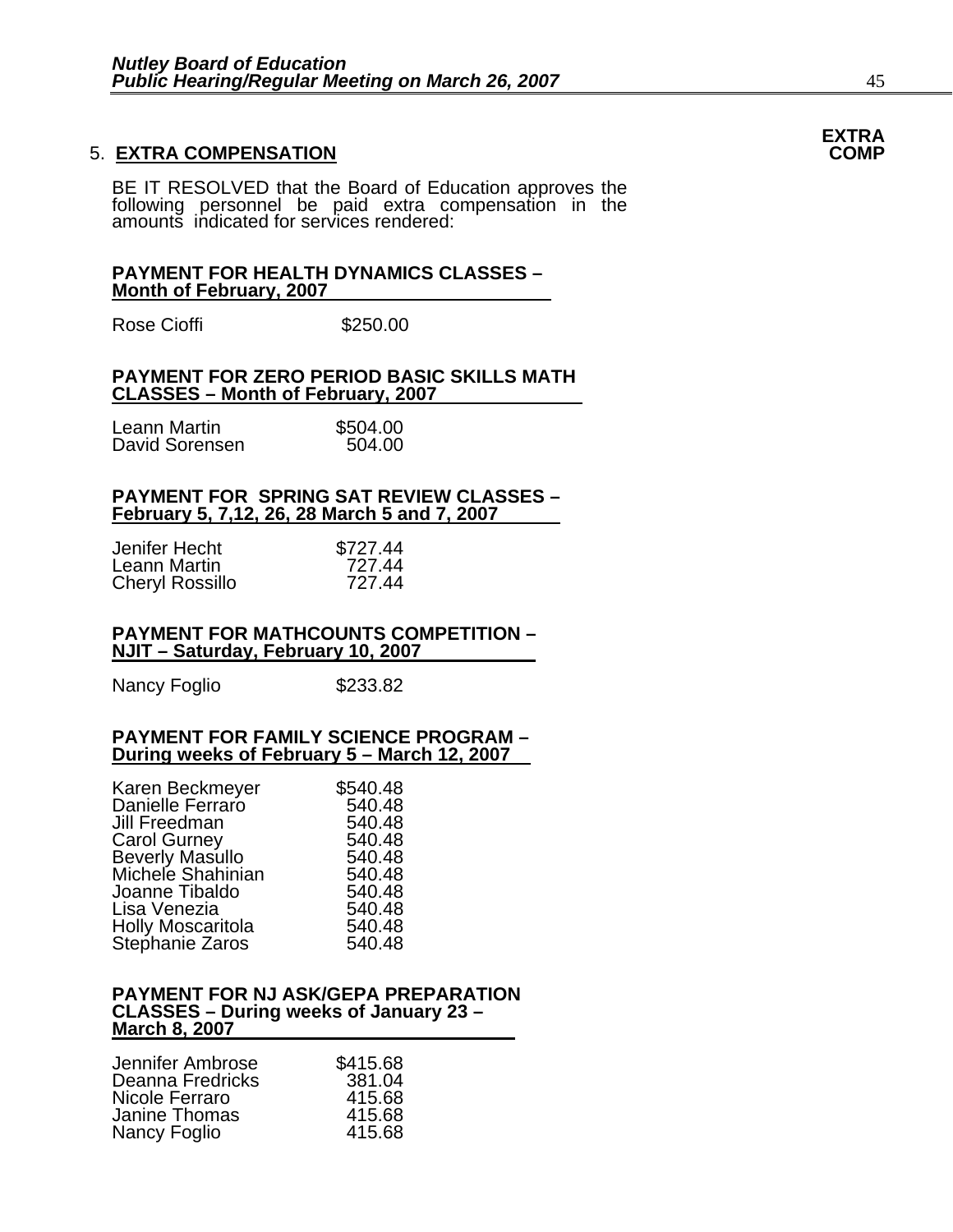**EXTRA COMP**

## 5. EXTRA COMPENSATION

BE IT RESOLVED that the Board of Education approves the following personnel be paid extra compensation in the amounts indicated for services rendered:

**PAYMENT FOR HEALTH DYNAMICS CLASSES – Month of February, 2007**

| | |
|---|---|
| Rose Cioffi | $250.00 |

**PAYMENT FOR ZERO PERIOD BASIC SKILLS MATH CLASSES – Month of February, 2007**

| | |
|---|---|
| Leann Martin | $504.00 |
| David Sorensen | 504.00 |

**PAYMENT FOR SPRING SAT REVIEW CLASSES – February 5, 7,12, 26, 28 March 5 and 7, 2007**

| | |
|---|---|
| Jenifer Hecht | $727.44 |
| Leann Martin | 727.44 |
| Cheryl Rossillo | 727.44 |

**PAYMENT FOR MATHCOUNTS COMPETITION – NJIT – Saturday, February 10, 2007**

| | |
|---|---|
| Nancy Foglio | $233.82 |

**PAYMENT FOR FAMILY SCIENCE PROGRAM – During weeks of February 5 – March 12, 2007**

| | |
|---|---|
| Karen Beckmeyer | $540.48 |
| Danielle Ferraro | 540.48 |
| Jill Freedman | 540.48 |
| Carol Gurney | 540.48 |
| Beverly Masullo | 540.48 |
| Michele Shahinian | 540.48 |
| Joanne Tibaldo | 540.48 |
| Lisa Venezia | 540.48 |
| Holly Moscaritola | 540.48 |
| Stephanie Zaros | 540.48 |

**PAYMENT FOR NJ ASK/GEPA PREPARATION CLASSES – During weeks of January 23 – March 8, 2007**

| | |
|---|---|
| Jennifer Ambrose | $415.68 |
| Deanna Fredricks | 381.04 |
| Nicole Ferraro | 415.68 |
| Janine Thomas | 415.68 |
| Nancy Foglio | 415.68 |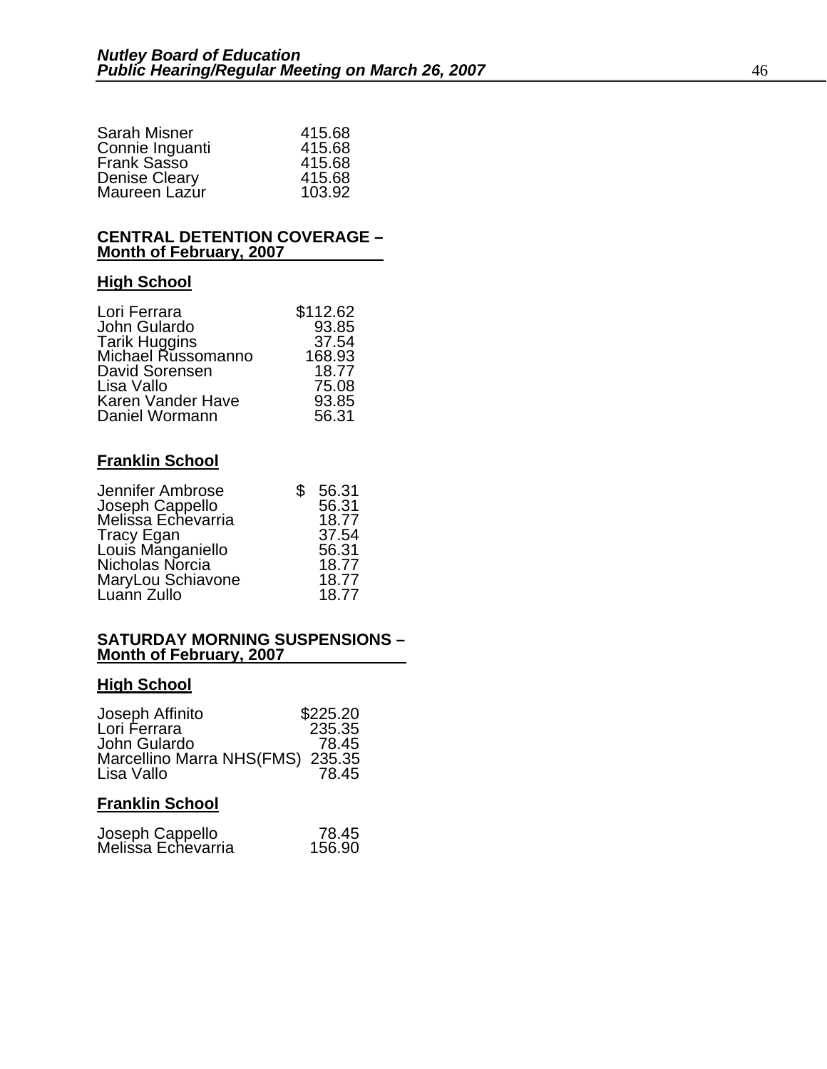| | |
|---|---|
| Sarah Misner | 415.68 |
| Connie Inguanti | 415.68 |
| Frank Sasso | 415.68 |
| Denise Cleary | 415.68 |
| Maureen Lazur | 103.92 |

**CENTRAL DETENTION COVERAGE –**
**Month of February, 2007**

**High School**

| | |
|---|---|
| Lori Ferrara | $112.62 |
| John Gulardo | 93.85 |
| Tarik Huggins | 37.54 |
| Michael Russomanno | 168.93 |
| David Sorensen | 18.77 |
| Lisa Vallo | 75.08 |
| Karen Vander Have | 93.85 |
| Daniel Wormann | 56.31 |

**Franklin School**

| | |
|---|---|
| Jennifer Ambrose | $ 56.31 |
| Joseph Cappello | 56.31 |
| Melissa Echevarria | 18.77 |
| Tracy Egan | 37.54 |
| Louis Manganiello | 56.31 |
| Nicholas Norcia | 18.77 |
| MaryLou Schiavone | 18.77 |
| Luann Zullo | 18.77 |

**SATURDAY MORNING SUSPENSIONS –**
**Month of February, 2007**

**High School**

| | |
|---|---|
| Joseph Affinito | $225.20 |
| Lori Ferrara | 235.35 |
| John Gulardo | 78.45 |
| Marcellino Marra NHS(FMS) | 235.35 |
| Lisa Vallo | 78.45 |

**Franklin School**

| | |
|---|---|
| Joseph Cappello | 78.45 |
| Melissa Echevarria | 156.90 |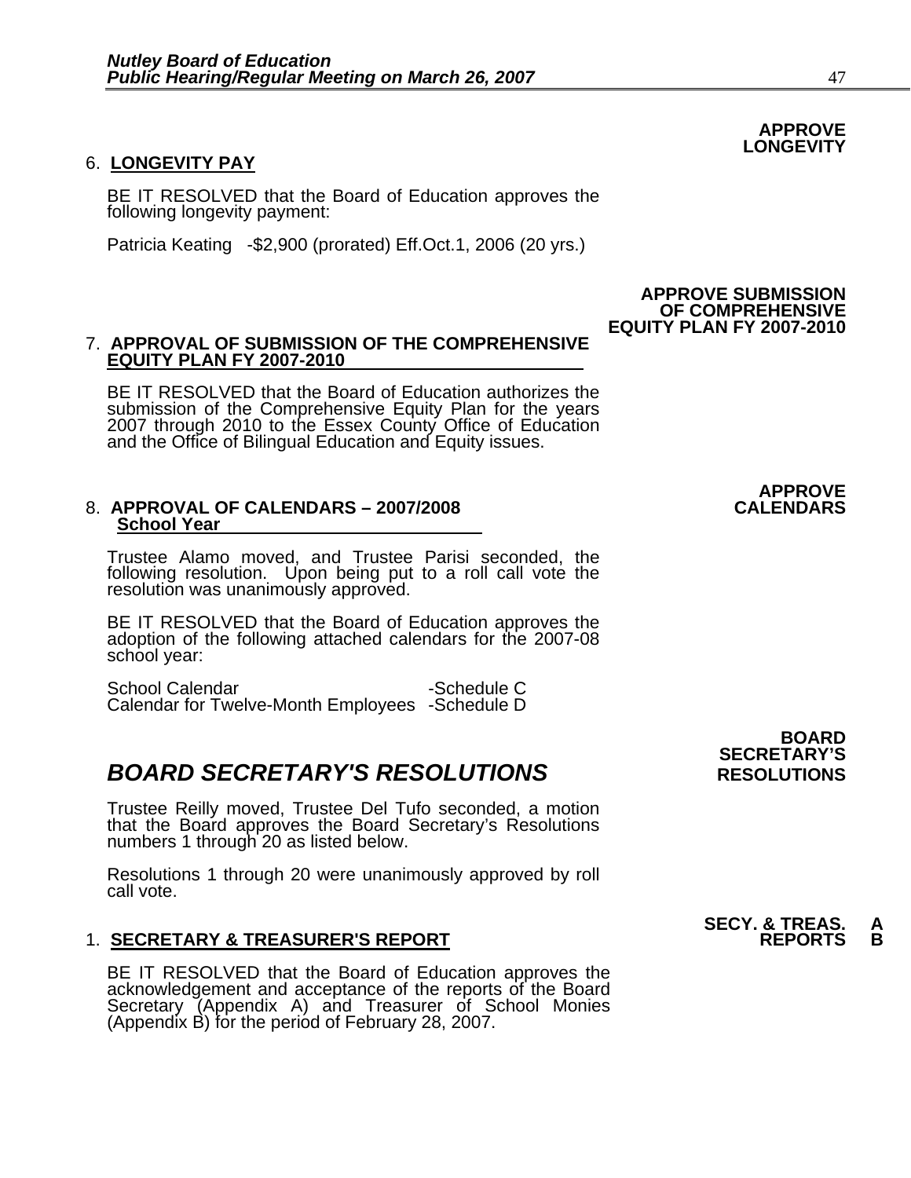**APPROVE LONGEVITY**

6. **LONGEVITY PAY**

BE IT RESOLVED that the Board of Education approves the following longevity payment:

Patricia Keating -$2,900 (prorated) Eff.Oct.1, 2006 (20 yrs.)

**APPROVE SUBMISSION OF COMPREHENSIVE EQUITY PLAN FY 2007-2010**

7. **APPROVAL OF SUBMISSION OF THE COMPREHENSIVE EQUITY PLAN FY 2007-2010**

BE IT RESOLVED that the Board of Education authorizes the submission of the Comprehensive Equity Plan for the years 2007 through 2010 to the Essex County Office of Education and the Office of Bilingual Education and Equity issues.

**APPROVE CALENDARS**

8. **APPROVAL OF CALENDARS – 2007/2008 School Year**

Trustee Alamo moved, and Trustee Parisi seconded, the following resolution. Upon being put to a roll call vote the resolution was unanimously approved.

BE IT RESOLVED that the Board of Education approves the adoption of the following attached calendars for the 2007-08 school year:

School Calendar -Schedule C
Calendar for Twelve-Month Employees -Schedule D

**BOARD SECRETARY'S RESOLUTIONS**

## *BOARD SECRETARY'S RESOLUTIONS*

Trustee Reilly moved, Trustee Del Tufo seconded, a motion that the Board approves the Board Secretary's Resolutions numbers 1 through 20 as listed below.

Resolutions 1 through 20 were unanimously approved by roll call vote.

**SECY. & TREAS. REPORTS A B**

1. **SECRETARY & TREASURER'S REPORT**

BE IT RESOLVED that the Board of Education approves the acknowledgement and acceptance of the reports of the Board Secretary (Appendix A) and Treasurer of School Monies (Appendix B) for the period of February 28, 2007.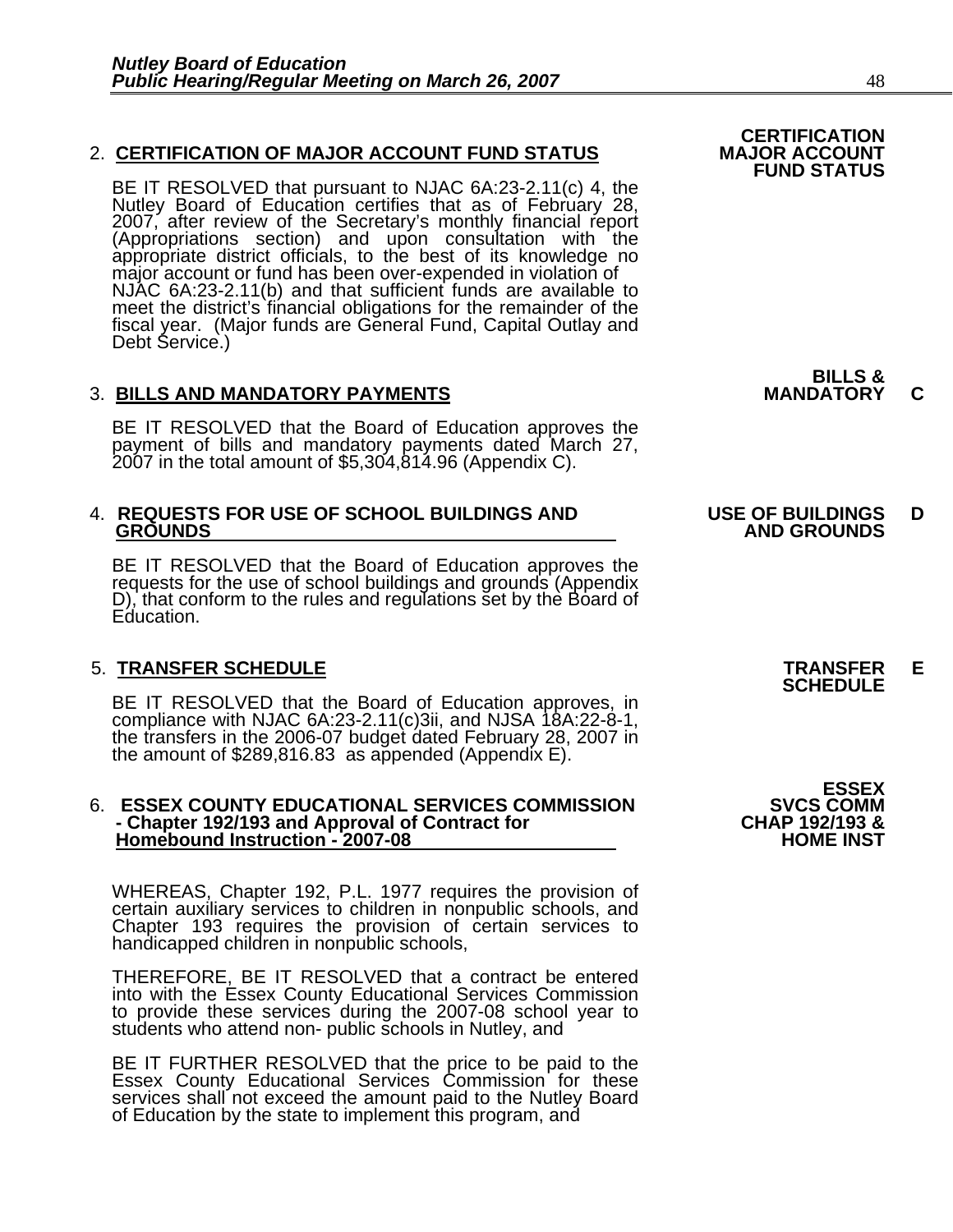2. **CERTIFICATION OF MAJOR ACCOUNT FUND STATUS**

**CERTIFICATION MAJOR ACCOUNT FUND STATUS**

BE IT RESOLVED that pursuant to NJAC 6A:23-2.11(c) 4, the Nutley Board of Education certifies that as of February 28, 2007, after review of the Secretary's monthly financial report (Appropriations section) and upon consultation with the appropriate district officials, to the best of its knowledge no major account or fund has been over-expended in violation of NJAC 6A:23-2.11(b) and that sufficient funds are available to meet the district's financial obligations for the remainder of the fiscal year. (Major funds are General Fund, Capital Outlay and Debt Service.)

3. **BILLS AND MANDATORY PAYMENTS**

**BILLS & MANDATORY C**

BE IT RESOLVED that the Board of Education approves the payment of bills and mandatory payments dated March 27, 2007 in the total amount of $5,304,814.96 (Appendix C).

4. **REQUESTS FOR USE OF SCHOOL BUILDINGS AND GROUNDS**

**USE OF BUILDINGS AND GROUNDS D**

BE IT RESOLVED that the Board of Education approves the requests for the use of school buildings and grounds (Appendix D), that conform to the rules and regulations set by the Board of Education.

5. **TRANSFER SCHEDULE**

**TRANSFER SCHEDULE E**

BE IT RESOLVED that the Board of Education approves, in compliance with NJAC 6A:23-2.11(c)3ii, and NJSA 18A:22-8-1, the transfers in the 2006-07 budget dated February 28, 2007 in the amount of $289,816.83 as appended (Appendix E).

6. **ESSEX COUNTY EDUCATIONAL SERVICES COMMISSION - Chapter 192/193 and Approval of Contract for Homebound Instruction - 2007-08**

**ESSEX SVCS COMM CHAP 192/193 & HOME INST**

WHEREAS, Chapter 192, P.L. 1977 requires the provision of certain auxiliary services to children in nonpublic schools, and Chapter 193 requires the provision of certain services to handicapped children in nonpublic schools,

THEREFORE, BE IT RESOLVED that a contract be entered into with the Essex County Educational Services Commission to provide these services during the 2007-08 school year to students who attend non- public schools in Nutley, and

BE IT FURTHER RESOLVED that the price to be paid to the Essex County Educational Services Commission for these services shall not exceed the amount paid to the Nutley Board of Education by the state to implement this program, and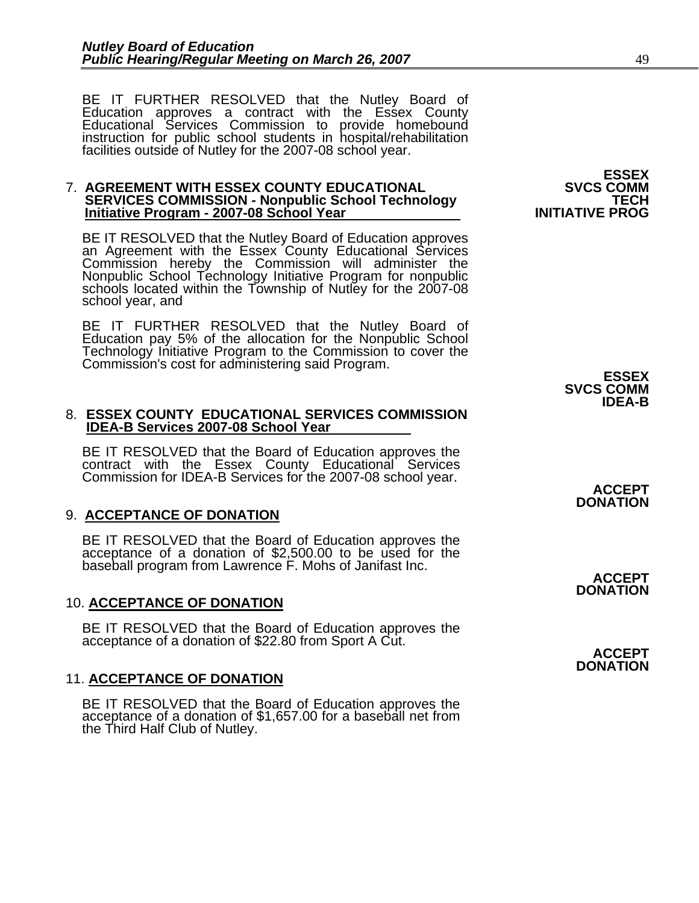BE IT FURTHER RESOLVED that the Nutley Board of Education approves a contract with the Essex County Educational Services Commission to provide homebound instruction for public school students in hospital/rehabilitation facilities outside of Nutley for the 2007-08 school year.

**ESSEX SVCS COMM TECH INITIATIVE PROG**

7. **AGREEMENT WITH ESSEX COUNTY EDUCATIONAL SERVICES COMMISSION - Nonpublic School Technology Initiative Program - 2007-08 School Year**

BE IT RESOLVED that the Nutley Board of Education approves an Agreement with the Essex County Educational Services Commission hereby the Commission will administer the Nonpublic School Technology Initiative Program for nonpublic schools located within the Township of Nutley for the 2007-08 school year, and

BE IT FURTHER RESOLVED that the Nutley Board of Education pay 5% of the allocation for the Nonpublic School Technology Initiative Program to the Commission to cover the Commission's cost for administering said Program.

**ESSEX SVCS COMM IDEA-B**

8. **ESSEX COUNTY EDUCATIONAL SERVICES COMMISSION IDEA-B Services 2007-08 School Year**

BE IT RESOLVED that the Board of Education approves the contract with the Essex County Educational Services Commission for IDEA-B Services for the 2007-08 school year.

**ACCEPT DONATION**

9. **ACCEPTANCE OF DONATION**

BE IT RESOLVED that the Board of Education approves the acceptance of a donation of $2,500.00 to be used for the baseball program from Lawrence F. Mohs of Janifast Inc.

**ACCEPT DONATION**

10. **ACCEPTANCE OF DONATION**

BE IT RESOLVED that the Board of Education approves the acceptance of a donation of $22.80 from Sport A Cut.

**ACCEPT DONATION**

11. **ACCEPTANCE OF DONATION**

BE IT RESOLVED that the Board of Education approves the acceptance of a donation of $1,657.00 for a baseball net from the Third Half Club of Nutley.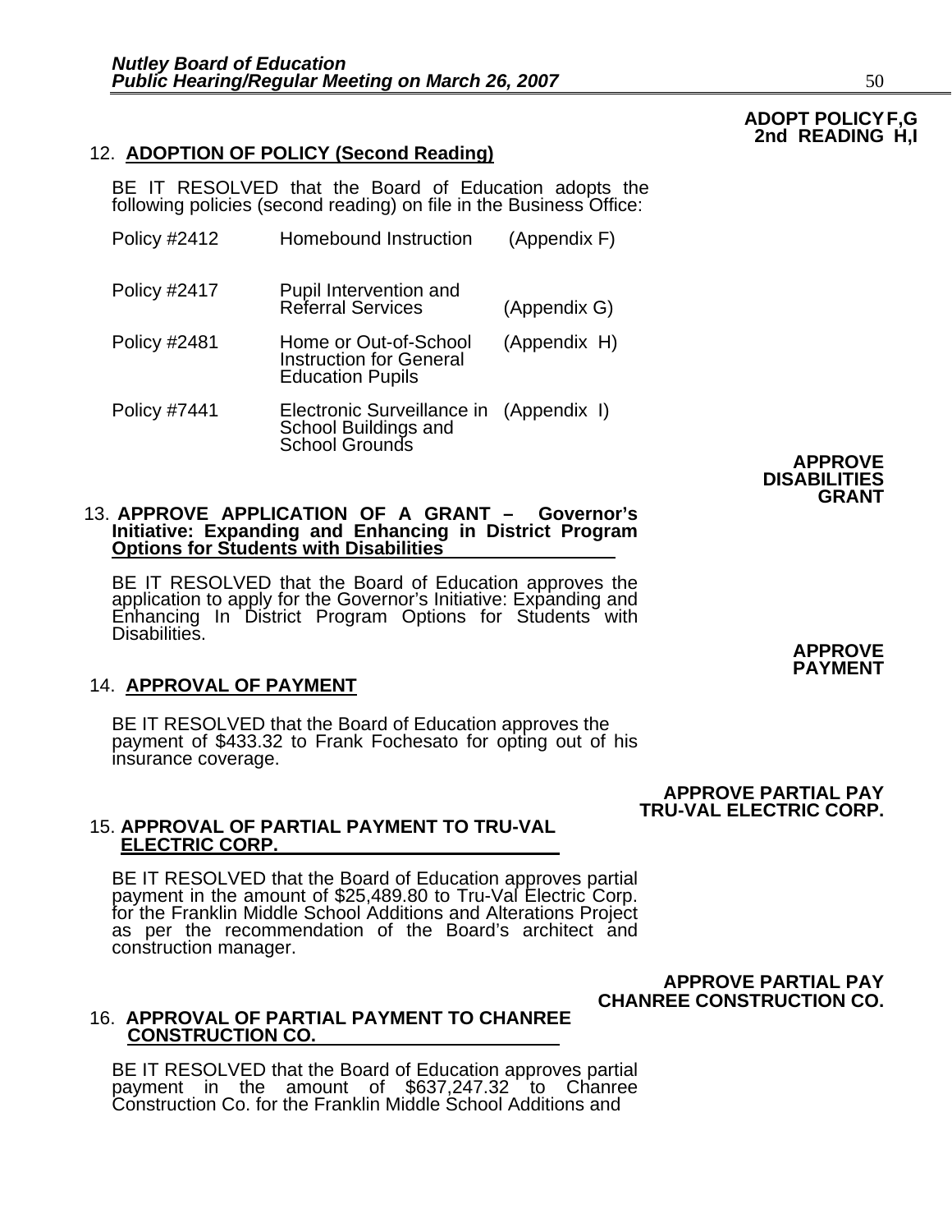**ADOPT POLICY F,G 2nd READING H,I**

12. **ADOPTION OF POLICY (Second Reading)**

BE IT RESOLVED that the Board of Education adopts the following policies (second reading) on file in the Business Office:

| | | |
|---|---|---|
| Policy #2412 | Homebound Instruction | (Appendix F) |
| Policy #2417 | Pupil Intervention and Referral Services | (Appendix G) |
| Policy #2481 | Home or Out-of-School Instruction for General Education Pupils | (Appendix H) |
| Policy #7441 | Electronic Surveillance in School Buildings and School Grounds | (Appendix I) |

**APPROVE DISABILITIES GRANT**

13. **APPROVE APPLICATION OF A GRANT – Governor's Initiative: Expanding and Enhancing in District Program Options for Students with Disabilities**

BE IT RESOLVED that the Board of Education approves the application to apply for the Governor's Initiative: Expanding and Enhancing In District Program Options for Students with Disabilities.

**APPROVE PAYMENT**

14. **APPROVAL OF PAYMENT**

BE IT RESOLVED that the Board of Education approves the payment of $433.32 to Frank Fochesato for opting out of his insurance coverage.

**APPROVE PARTIAL PAY TRU-VAL ELECTRIC CORP.**

15. **APPROVAL OF PARTIAL PAYMENT TO TRU-VAL ELECTRIC CORP.**

BE IT RESOLVED that the Board of Education approves partial payment in the amount of $25,489.80 to Tru-Val Electric Corp. for the Franklin Middle School Additions and Alterations Project as per the recommendation of the Board's architect and construction manager.

**APPROVE PARTIAL PAY CHANREE CONSTRUCTION CO.**

16. **APPROVAL OF PARTIAL PAYMENT TO CHANREE CONSTRUCTION CO.**

BE IT RESOLVED that the Board of Education approves partial payment in the amount of $637,247.32 to Chanree Construction Co. for the Franklin Middle School Additions and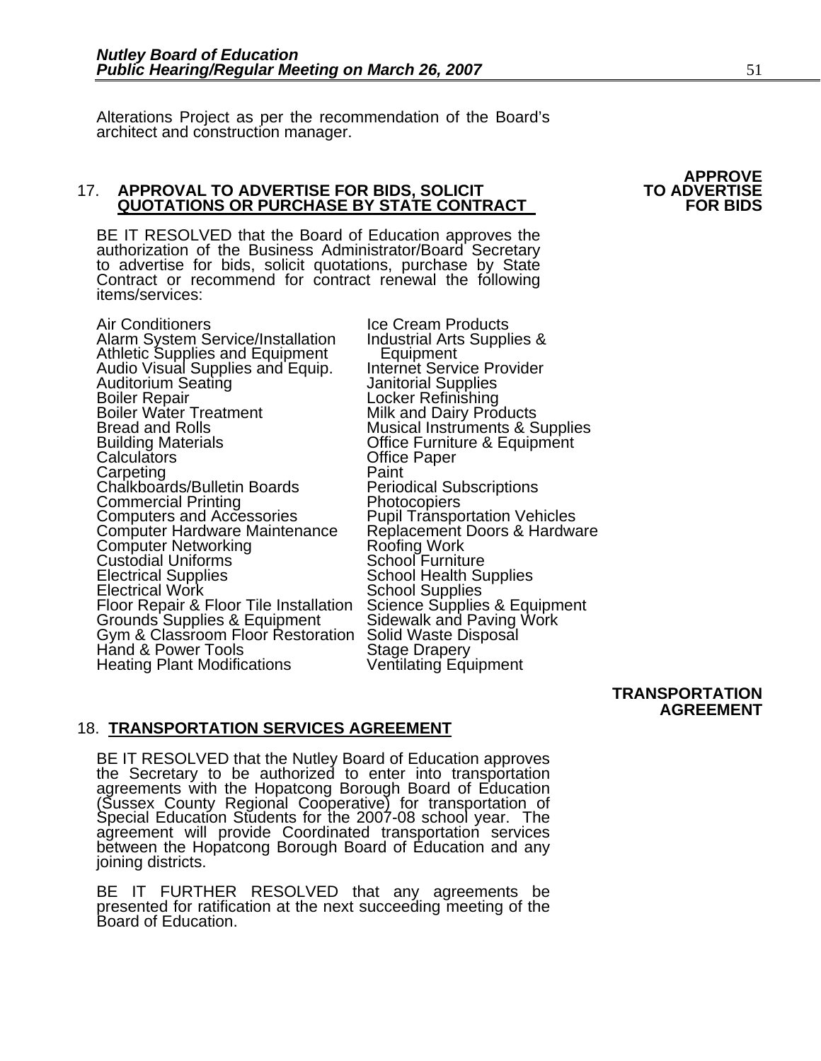Alterations Project as per the recommendation of the Board's architect and construction manager.

**APPROVE TO ADVERTISE FOR BIDS**

## 17. **APPROVAL TO ADVERTISE FOR BIDS, SOLICIT QUOTATIONS OR PURCHASE BY STATE CONTRACT**

BE IT RESOLVED that the Board of Education approves the authorization of the Business Administrator/Board Secretary to advertise for bids, solicit quotations, purchase by State Contract or recommend for contract renewal the following items/services:

- Air Conditioners
- Alarm System Service/Installation
- Athletic Supplies and Equipment
- Audio Visual Supplies and Equip.
- Auditorium Seating
- Boiler Repair
- Boiler Water Treatment
- Bread and Rolls
- Building Materials
- Calculators
- Carpeting
- Chalkboards/Bulletin Boards
- Commercial Printing
- Computers and Accessories
- Computer Hardware Maintenance
- Computer Networking
- Custodial Uniforms
- Electrical Supplies
- Electrical Work
- Floor Repair & Floor Tile Installation
- Grounds Supplies & Equipment
- Gym & Classroom Floor Restoration
- Hand & Power Tools
- Heating Plant Modifications
- Ice Cream Products
- Industrial Arts Supplies & Equipment
- Internet Service Provider
- Janitorial Supplies
- Locker Refinishing
- Milk and Dairy Products
- Musical Instruments & Supplies
- Office Furniture & Equipment
- Office Paper
- Paint
- Periodical Subscriptions
- Photocopiers
- Pupil Transportation Vehicles
- Replacement Doors & Hardware
- Roofing Work
- School Furniture
- School Health Supplies
- School Supplies
- Science Supplies & Equipment
- Sidewalk and Paving Work
- Solid Waste Disposal
- Stage Drapery
- Ventilating Equipment

**TRANSPORTATION AGREEMENT**

## 18. **TRANSPORTATION SERVICES AGREEMENT**

BE IT RESOLVED that the Nutley Board of Education approves the Secretary to be authorized to enter into transportation agreements with the Hopatcong Borough Board of Education (Sussex County Regional Cooperative) for transportation of Special Education Students for the 2007-08 school year. The agreement will provide Coordinated transportation services between the Hopatcong Borough Board of Education and any joining districts.

BE IT FURTHER RESOLVED that any agreements be presented for ratification at the next succeeding meeting of the Board of Education.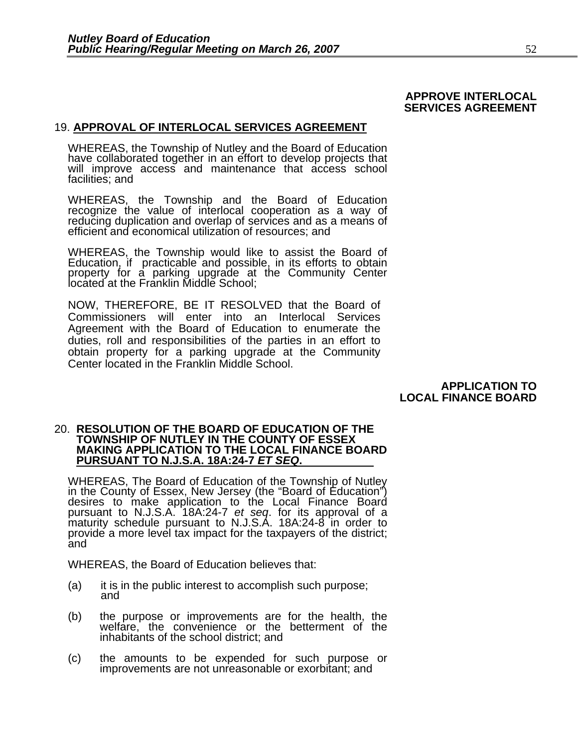**APPROVE INTERLOCAL SERVICES AGREEMENT**

19. **APPROVAL OF INTERLOCAL SERVICES AGREEMENT**

WHEREAS, the Township of Nutley and the Board of Education have collaborated together in an effort to develop projects that will improve access and maintenance that access school facilities; and

WHEREAS, the Township and the Board of Education recognize the value of interlocal cooperation as a way of reducing duplication and overlap of services and as a means of efficient and economical utilization of resources; and

WHEREAS, the Township would like to assist the Board of Education, if practicable and possible, in its efforts to obtain property for a parking upgrade at the Community Center located at the Franklin Middle School;

NOW, THEREFORE, BE IT RESOLVED that the Board of Commissioners will enter into an Interlocal Services Agreement with the Board of Education to enumerate the duties, roll and responsibilities of the parties in an effort to obtain property for a parking upgrade at the Community Center located in the Franklin Middle School.

**APPLICATION TO LOCAL FINANCE BOARD**

20. **RESOLUTION OF THE BOARD OF EDUCATION OF THE TOWNSHIP OF NUTLEY IN THE COUNTY OF ESSEX MAKING APPLICATION TO THE LOCAL FINANCE BOARD PURSUANT TO N.J.S.A. 18A:24-7 *ET SEQ*.**

WHEREAS, The Board of Education of the Township of Nutley in the County of Essex, New Jersey (the "Board of Education") desires to make application to the Local Finance Board pursuant to N.J.S.A. 18A:24-7 *et seq*. for its approval of a maturity schedule pursuant to N.J.S.A. 18A:24-8 in order to provide a more level tax impact for the taxpayers of the district; and

WHEREAS, the Board of Education believes that:

(a) it is in the public interest to accomplish such purpose; and

(b) the purpose or improvements are for the health, the welfare, the convenience or the betterment of the inhabitants of the school district; and

(c) the amounts to be expended for such purpose or improvements are not unreasonable or exorbitant; and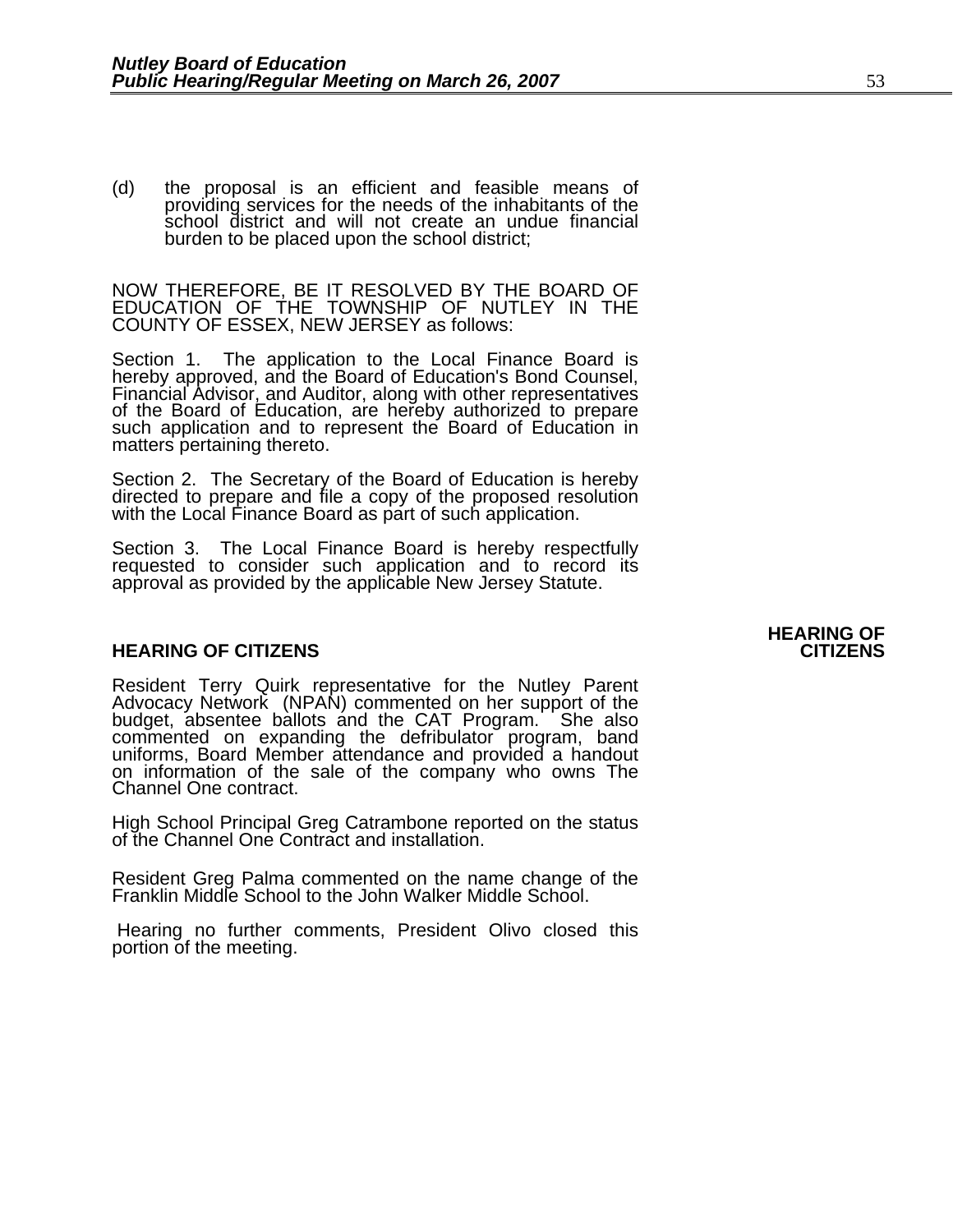(d) the proposal is an efficient and feasible means of providing services for the needs of the inhabitants of the school district and will not create an undue financial burden to be placed upon the school district;

NOW THEREFORE, BE IT RESOLVED BY THE BOARD OF EDUCATION OF THE TOWNSHIP OF NUTLEY IN THE COUNTY OF ESSEX, NEW JERSEY as follows:

Section 1. The application to the Local Finance Board is hereby approved, and the Board of Education's Bond Counsel, Financial Advisor, and Auditor, along with other representatives of the Board of Education, are hereby authorized to prepare such application and to represent the Board of Education in matters pertaining thereto.

Section 2. The Secretary of the Board of Education is hereby directed to prepare and file a copy of the proposed resolution with the Local Finance Board as part of such application.

Section 3. The Local Finance Board is hereby respectfully requested to consider such application and to record its approval as provided by the applicable New Jersey Statute.

**HEARING OF CITIZENS**

**HEARING OF CITIZENS**

Resident Terry Quirk representative for the Nutley Parent Advocacy Network (NPAN) commented on her support of the budget, absentee ballots and the CAT Program. She also commented on expanding the defribulator program, band uniforms, Board Member attendance and provided a handout on information of the sale of the company who owns The Channel One contract.

High School Principal Greg Catrambone reported on the status of the Channel One Contract and installation.

Resident Greg Palma commented on the name change of the Franklin Middle School to the John Walker Middle School.

Hearing no further comments, President Olivo closed this portion of the meeting.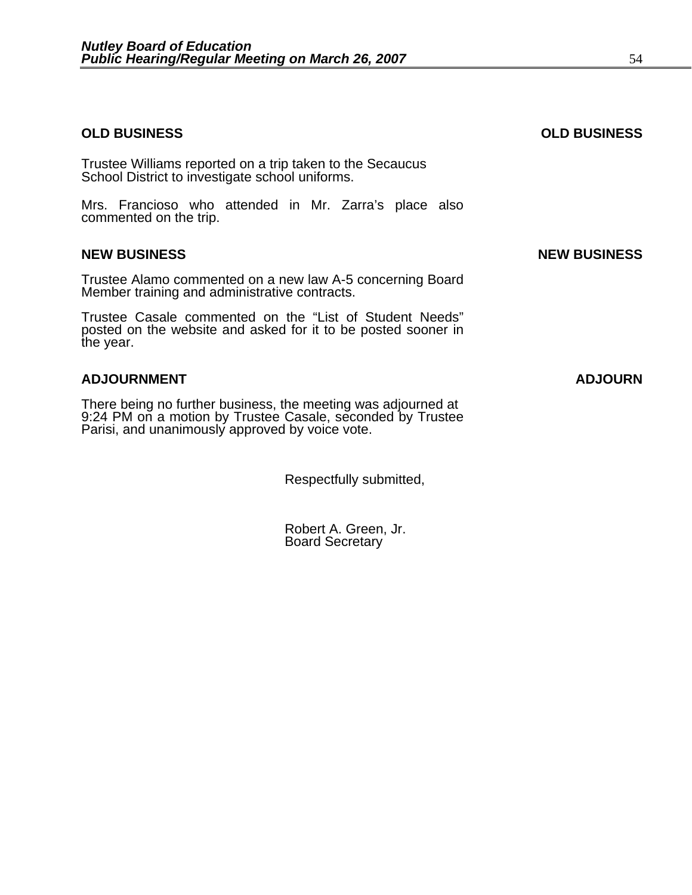## OLD BUSINESS

Trustee Williams reported on a trip taken to the Secaucus School District to investigate school uniforms.

Mrs. Francioso who attended in Mr. Zarra's place also commented on the trip.

## NEW BUSINESS

Trustee Alamo commented on a new law A-5 concerning Board Member training and administrative contracts.

Trustee Casale commented on the "List of Student Needs" posted on the website and asked for it to be posted sooner in the year.

## ADJOURNMENT

There being no further business, the meeting was adjourned at 9:24 PM on a motion by Trustee Casale, seconded by Trustee Parisi, and unanimously approved by voice vote.

Respectfully submitted,

Robert A. Green, Jr.
Board Secretary